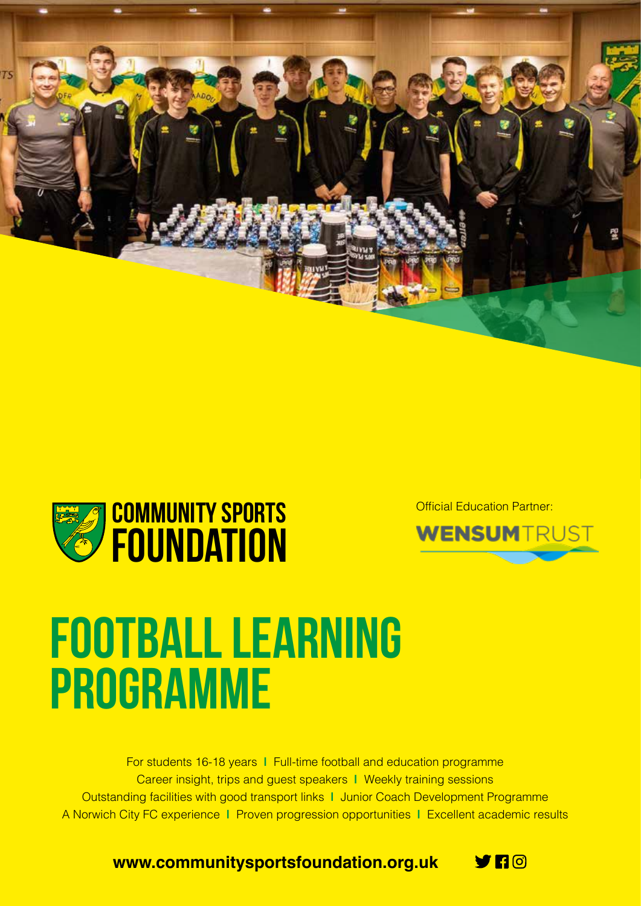COMMUNITY SPORTS FOUNDATION

Official Education Partner:

WENSUM TRUST

# FOOTBALL LEARNING PROGRAMME

For students 16-18 years | Full-time football and education programme
Career insight, trips and guest speakers | Weekly training sessions
Outstanding facilities with good transport links | Junior Coach Development Programme
A Norwich City FC experience | Proven progression opportunities | Excellent academic results

**www.communitysportsfoundation.org.uk**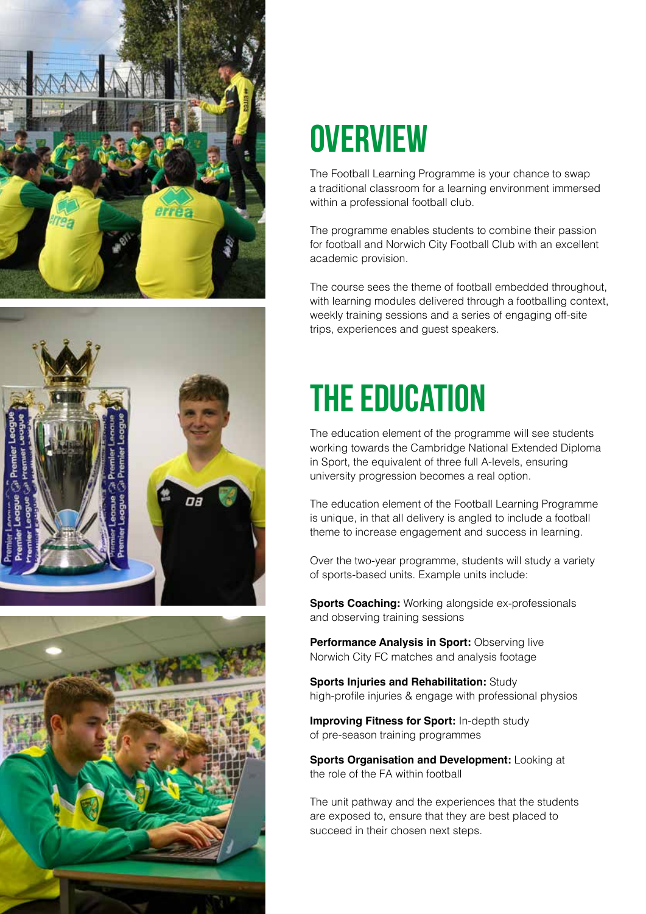# OVERVIEW

The Football Learning Programme is your chance to swap a traditional classroom for a learning environment immersed within a professional football club.

The programme enables students to combine their passion for football and Norwich City Football Club with an excellent academic provision.

The course sees the theme of football embedded throughout, with learning modules delivered through a footballing context, weekly training sessions and a series of engaging off-site trips, experiences and guest speakers.

# THE EDUCATION

The education element of the programme will see students working towards the Cambridge National Extended Diploma in Sport, the equivalent of three full A-levels, ensuring university progression becomes a real option.

The education element of the Football Learning Programme is unique, in that all delivery is angled to include a football theme to increase engagement and success in learning.

Over the two-year programme, students will study a variety of sports-based units. Example units include:

**Sports Coaching:** Working alongside ex-professionals and observing training sessions

**Performance Analysis in Sport:** Observing live Norwich City FC matches and analysis footage

**Sports Injuries and Rehabilitation:** Study high-profile injuries & engage with professional physios

**Improving Fitness for Sport:** In-depth study of pre-season training programmes

**Sports Organisation and Development:** Looking at the role of the FA within football

The unit pathway and the experiences that the students are exposed to, ensure that they are best placed to succeed in their chosen next steps.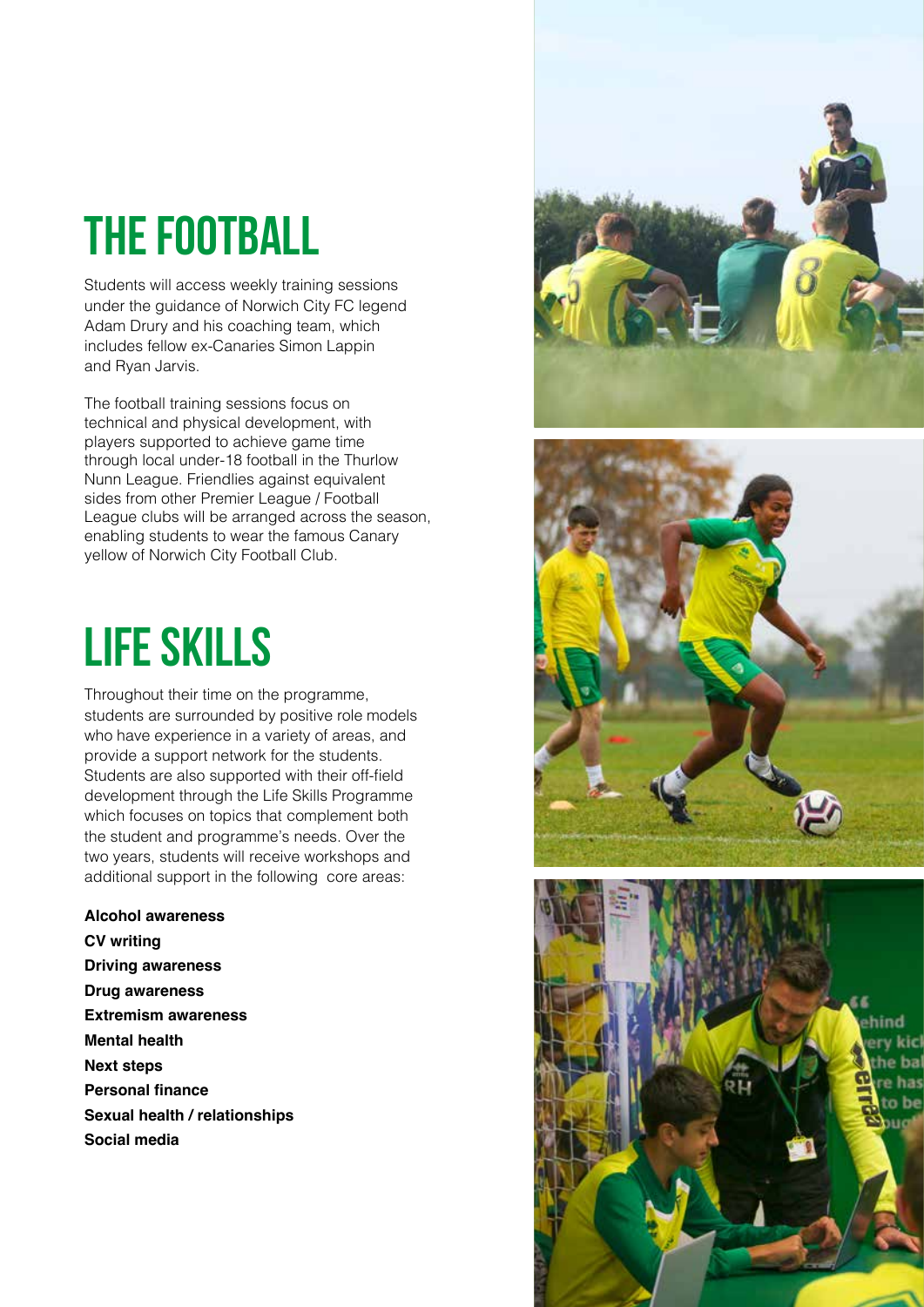# THE FOOTBALL

Students will access weekly training sessions under the guidance of Norwich City FC legend Adam Drury and his coaching team, which includes fellow ex-Canaries Simon Lappin and Ryan Jarvis.

The football training sessions focus on technical and physical development, with players supported to achieve game time through local under-18 football in the Thurlow Nunn League. Friendlies against equivalent sides from other Premier League / Football League clubs will be arranged across the season, enabling students to wear the famous Canary yellow of Norwich City Football Club.

# LIFE SKILLS

Throughout their time on the programme, students are surrounded by positive role models who have experience in a variety of areas, and provide a support network for the students. Students are also supported with their off-field development through the Life Skills Programme which focuses on topics that complement both the student and programme's needs. Over the two years, students will receive workshops and additional support in the following core areas:

**Alcohol awareness**
**CV writing**
**Driving awareness**
**Drug awareness**
**Extremism awareness**
**Mental health**
**Next steps**
**Personal finance**
**Sexual health / relationships**
**Social media**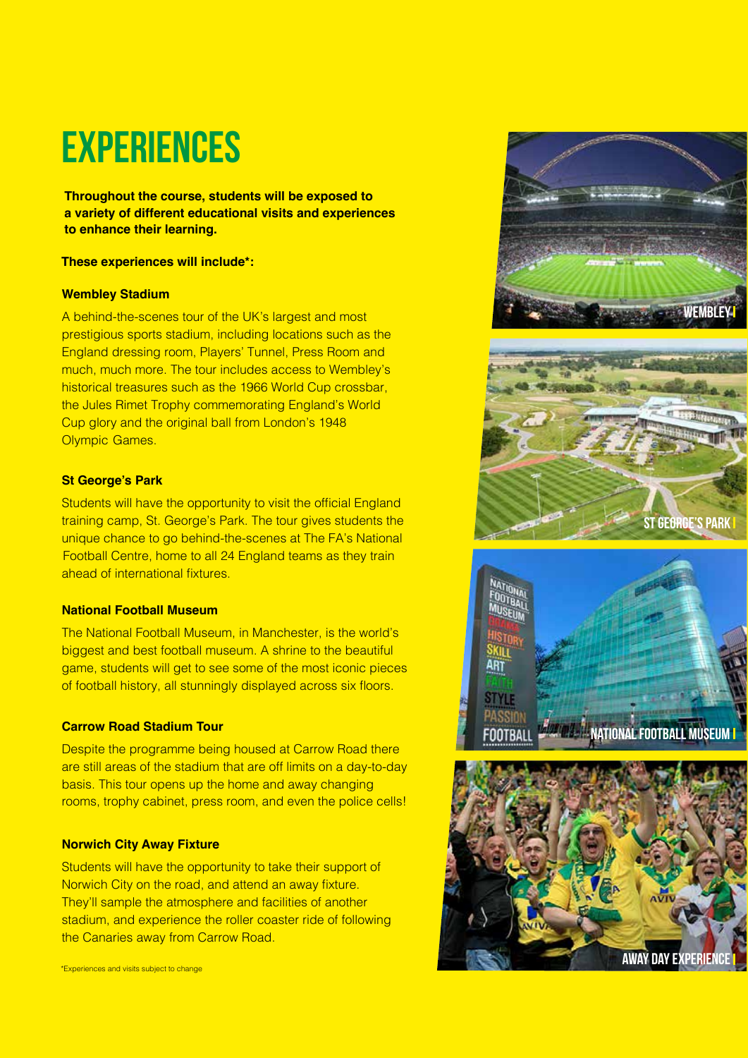# EXPERIENCES

**Throughout the course, students will be exposed to a variety of different educational visits and experiences to enhance their learning.**

**These experiences will include*:**

**Wembley Stadium**

A behind-the-scenes tour of the UK's largest and most prestigious sports stadium, including locations such as the England dressing room, Players' Tunnel, Press Room and much, much more. The tour includes access to Wembley's historical treasures such as the 1966 World Cup crossbar, the Jules Rimet Trophy commemorating England's World Cup glory and the original ball from London's 1948 Olympic Games.

**St George's Park**

Students will have the opportunity to visit the official England training camp, St. George's Park. The tour gives students the unique chance to go behind-the-scenes at The FA's National Football Centre, home to all 24 England teams as they train ahead of international fixtures.

**National Football Museum**

The National Football Museum, in Manchester, is the world's biggest and best football museum. A shrine to the beautiful game, students will get to see some of the most iconic pieces of football history, all stunningly displayed across six floors.

**Carrow Road Stadium Tour**

Despite the programme being housed at Carrow Road there are still areas of the stadium that are off limits on a day-to-day basis. This tour opens up the home and away changing rooms, trophy cabinet, press room, and even the police cells!

**Norwich City Away Fixture**

Students will have the opportunity to take their support of Norwich City on the road, and attend an away fixture. They'll sample the atmosphere and facilities of another stadium, and experience the roller coaster ride of following the Canaries away from Carrow Road.

WEMBLEY

ST GEORGE'S PARK

NATIONAL FOOTBALL MUSEUM

AWAY DAY EXPERIENCE

*Experiences and visits subject to change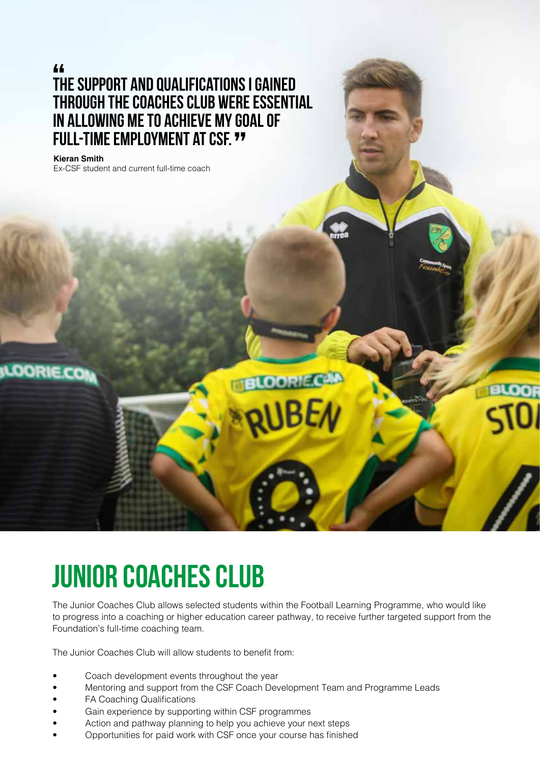> "THE SUPPORT AND QUALIFICATIONS I GAINED THROUGH THE COACHES CLUB WERE ESSENTIAL IN ALLOWING ME TO ACHIEVE MY GOAL OF FULL-TIME EMPLOYMENT AT CSF."

**Kieran Smith**
Ex-CSF student and current full-time coach

# JUNIOR COACHES CLUB

The Junior Coaches Club allows selected students within the Football Learning Programme, who would like to progress into a coaching or higher education career pathway, to receive further targeted support from the Foundation's full-time coaching team.

The Junior Coaches Club will allow students to benefit from:

- Coach development events throughout the year
- Mentoring and support from the CSF Coach Development Team and Programme Leads
- FA Coaching Qualifications
- Gain experience by supporting within CSF programmes
- Action and pathway planning to help you achieve your next steps
- Opportunities for paid work with CSF once your course has finished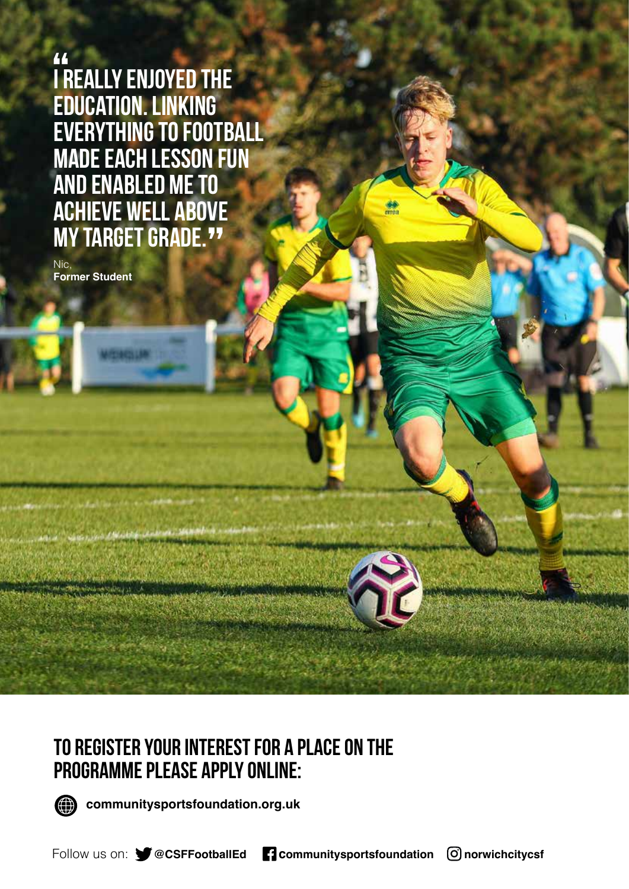> "I REALLY ENJOYED THE EDUCATION. LINKING EVERYTHING TO FOOTBALL MADE EACH LESSON FUN AND ENABLED ME TO ACHIEVE WELL ABOVE MY TARGET GRADE."

Nic,
**Former Student**

## TO REGISTER YOUR INTEREST FOR A PLACE ON THE PROGRAMME PLEASE APPLY ONLINE:

**communitysportsfoundation.org.uk**

Follow us on: **@CSFFootballEd** **communitysportsfoundation** **norwichcitycsf**